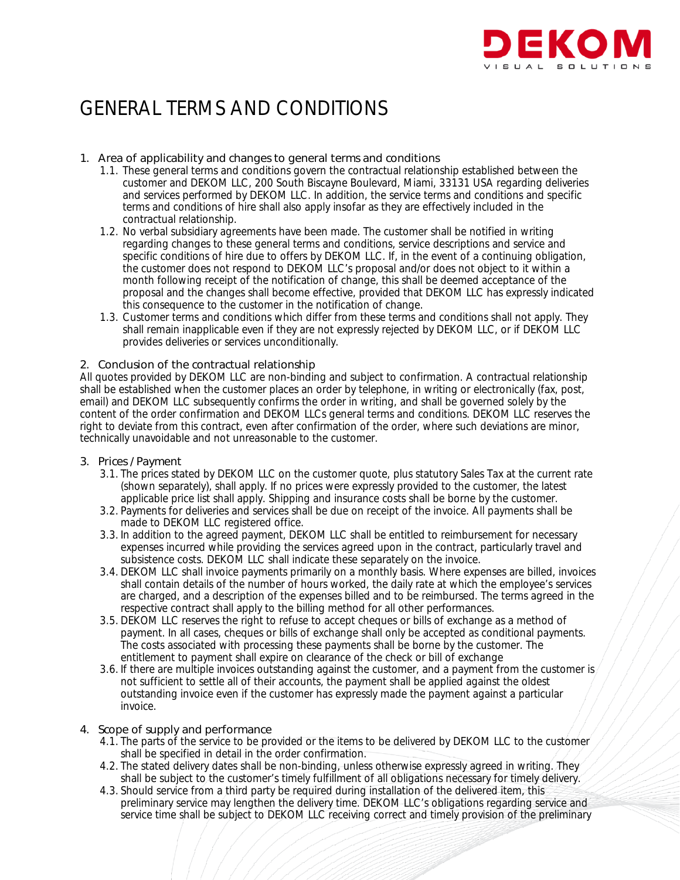# GENERAL TERMS AND CONDITIONS

1. Area of applicability and changes to general terms and conditions
   1.1. These general terms and conditions govern the contractual relationship established between the customer and DEKOM LLC, 200 South Biscayne Boulevard, Miami, 33131 USA regarding deliveries and services performed by DEKOM LLC. In addition, the service terms and conditions and specific terms and conditions of hire shall also apply insofar as they are effectively included in the contractual relationship.
   1.2. No verbal subsidiary agreements have been made. The customer shall be notified in writing regarding changes to these general terms and conditions, service descriptions and service and specific conditions of hire due to offers by DEKOM LLC. If, in the event of a continuing obligation, the customer does not respond to DEKOM LLC's proposal and/or does not object to it within a month following receipt of the notification of change, this shall be deemed acceptance of the proposal and the changes shall become effective, provided that DEKOM LLC has expressly indicated this consequence to the customer in the notification of change.
   1.3. Customer terms and conditions which differ from these terms and conditions shall not apply. They shall remain inapplicable even if they are not expressly rejected by DEKOM LLC, or if DEKOM LLC provides deliveries or services unconditionally.

2. Conclusion of the contractual relationship

All quotes provided by DEKOM LLC are non-binding and subject to confirmation. A contractual relationship shall be established when the customer places an order by telephone, in writing or electronically (fax, post, email) and DEKOM LLC subsequently confirms the order in writing, and shall be governed solely by the content of the order confirmation and DEKOM LLCs general terms and conditions. DEKOM LLC reserves the right to deviate from this contract, even after confirmation of the order, where such deviations are minor, technically unavoidable and not unreasonable to the customer.

3. Prices / Payment
   3.1. The prices stated by DEKOM LLC on the customer quote, plus statutory Sales Tax at the current rate (shown separately), shall apply. If no prices were expressly provided to the customer, the latest applicable price list shall apply. Shipping and insurance costs shall be borne by the customer.
   3.2. Payments for deliveries and services shall be due on receipt of the invoice. All payments shall be made to DEKOM LLC registered office.
   3.3. In addition to the agreed payment, DEKOM LLC shall be entitled to reimbursement for necessary expenses incurred while providing the services agreed upon in the contract, particularly travel and subsistence costs. DEKOM LLC shall indicate these separately on the invoice.
   3.4. DEKOM LLC shall invoice payments primarily on a monthly basis. Where expenses are billed, invoices shall contain details of the number of hours worked, the daily rate at which the employee's services are charged, and a description of the expenses billed and to be reimbursed. The terms agreed in the respective contract shall apply to the billing method for all other performances.
   3.5. DEKOM LLC reserves the right to refuse to accept cheques or bills of exchange as a method of payment. In all cases, cheques or bills of exchange shall only be accepted as conditional payments. The costs associated with processing these payments shall be borne by the customer. The entitlement to payment shall expire on clearance of the check or bill of exchange
   3.6. If there are multiple invoices outstanding against the customer, and a payment from the customer is not sufficient to settle all of their accounts, the payment shall be applied against the oldest outstanding invoice even if the customer has expressly made the payment against a particular invoice.

4. Scope of supply and performance
   4.1. The parts of the service to be provided or the items to be delivered by DEKOM LLC to the customer shall be specified in detail in the order confirmation.
   4.2. The stated delivery dates shall be non-binding, unless otherwise expressly agreed in writing. They shall be subject to the customer's timely fulfillment of all obligations necessary for timely delivery.
   4.3. Should service from a third party be required during installation of the delivered item, this preliminary service may lengthen the delivery time. DEKOM LLC's obligations regarding service and service time shall be subject to DEKOM LLC receiving correct and timely provision of the preliminary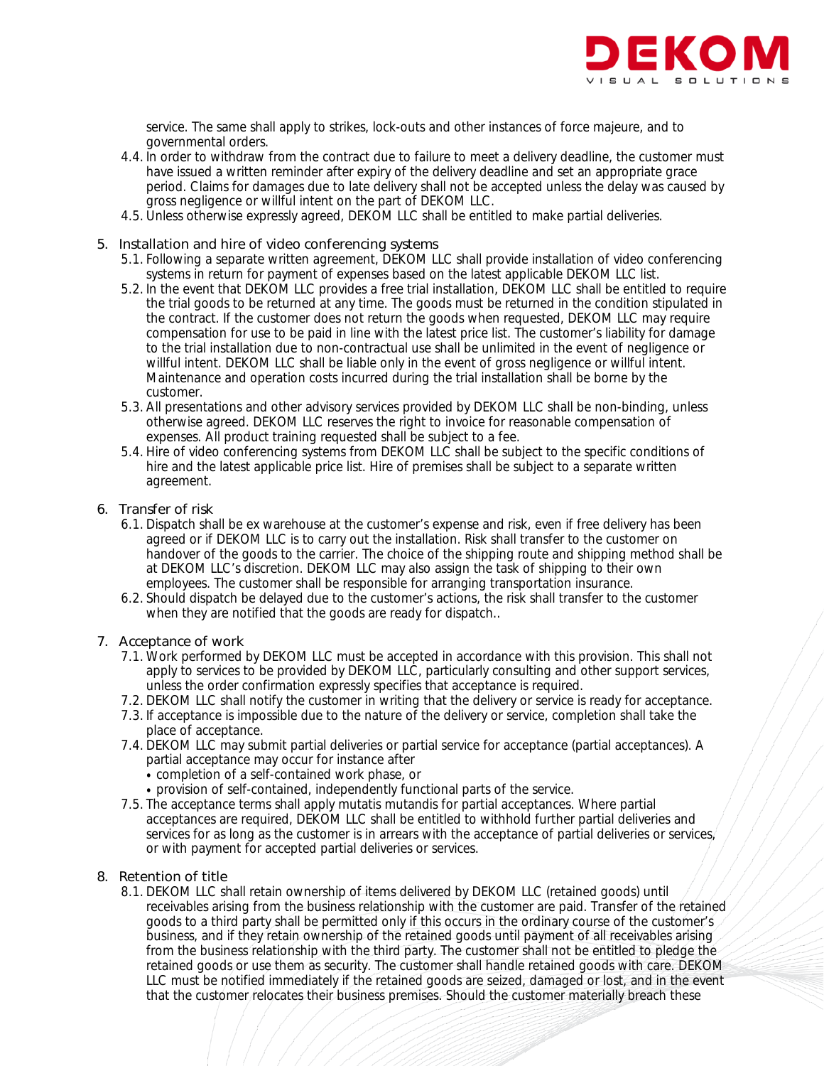service. The same shall apply to strikes, lock-outs and other instances of force majeure, and to governmental orders.

4.4. In order to withdraw from the contract due to failure to meet a delivery deadline, the customer must have issued a written reminder after expiry of the delivery deadline and set an appropriate grace period. Claims for damages due to late delivery shall not be accepted unless the delay was caused by gross negligence or willful intent on the part of DEKOM LLC.

4.5. Unless otherwise expressly agreed, DEKOM LLC shall be entitled to make partial deliveries.

## 5. Installation and hire of video conferencing systems

5.1. Following a separate written agreement, DEKOM LLC shall provide installation of video conferencing systems in return for payment of expenses based on the latest applicable DEKOM LLC list.

5.2. In the event that DEKOM LLC provides a free trial installation, DEKOM LLC shall be entitled to require the trial goods to be returned at any time. The goods must be returned in the condition stipulated in the contract. If the customer does not return the goods when requested, DEKOM LLC may require compensation for use to be paid in line with the latest price list. The customer's liability for damage to the trial installation due to non-contractual use shall be unlimited in the event of negligence or willful intent. DEKOM LLC shall be liable only in the event of gross negligence or willful intent. Maintenance and operation costs incurred during the trial installation shall be borne by the customer.

5.3. All presentations and other advisory services provided by DEKOM LLC shall be non-binding, unless otherwise agreed. DEKOM LLC reserves the right to invoice for reasonable compensation of expenses. All product training requested shall be subject to a fee.

5.4. Hire of video conferencing systems from DEKOM LLC shall be subject to the specific conditions of hire and the latest applicable price list. Hire of premises shall be subject to a separate written agreement.

## 6. Transfer of risk

6.1. Dispatch shall be ex warehouse at the customer's expense and risk, even if free delivery has been agreed or if DEKOM LLC is to carry out the installation. Risk shall transfer to the customer on handover of the goods to the carrier. The choice of the shipping route and shipping method shall be at DEKOM LLC's discretion. DEKOM LLC may also assign the task of shipping to their own employees. The customer shall be responsible for arranging transportation insurance.

6.2. Should dispatch be delayed due to the customer's actions, the risk shall transfer to the customer when they are notified that the goods are ready for dispatch..

## 7. Acceptance of work

7.1. Work performed by DEKOM LLC must be accepted in accordance with this provision. This shall not apply to services to be provided by DEKOM LLC, particularly consulting and other support services, unless the order confirmation expressly specifies that acceptance is required.

7.2. DEKOM LLC shall notify the customer in writing that the delivery or service is ready for acceptance.

7.3. If acceptance is impossible due to the nature of the delivery or service, completion shall take the place of acceptance.

7.4. DEKOM LLC may submit partial deliveries or partial service for acceptance (partial acceptances). A partial acceptance may occur for instance after

- completion of a self-contained work phase, or
- provision of self-contained, independently functional parts of the service.

7.5. The acceptance terms shall apply mutatis mutandis for partial acceptances. Where partial acceptances are required, DEKOM LLC shall be entitled to withhold further partial deliveries and services for as long as the customer is in arrears with the acceptance of partial deliveries or services, or with payment for accepted partial deliveries or services.

## 8. Retention of title

8.1. DEKOM LLC shall retain ownership of items delivered by DEKOM LLC (retained goods) until receivables arising from the business relationship with the customer are paid. Transfer of the retained goods to a third party shall be permitted only if this occurs in the ordinary course of the customer's business, and if they retain ownership of the retained goods until payment of all receivables arising from the business relationship with the third party. The customer shall not be entitled to pledge the retained goods or use them as security. The customer shall handle retained goods with care. DEKOM LLC must be notified immediately if the retained goods are seized, damaged or lost, and in the event that the customer relocates their business premises. Should the customer materially breach these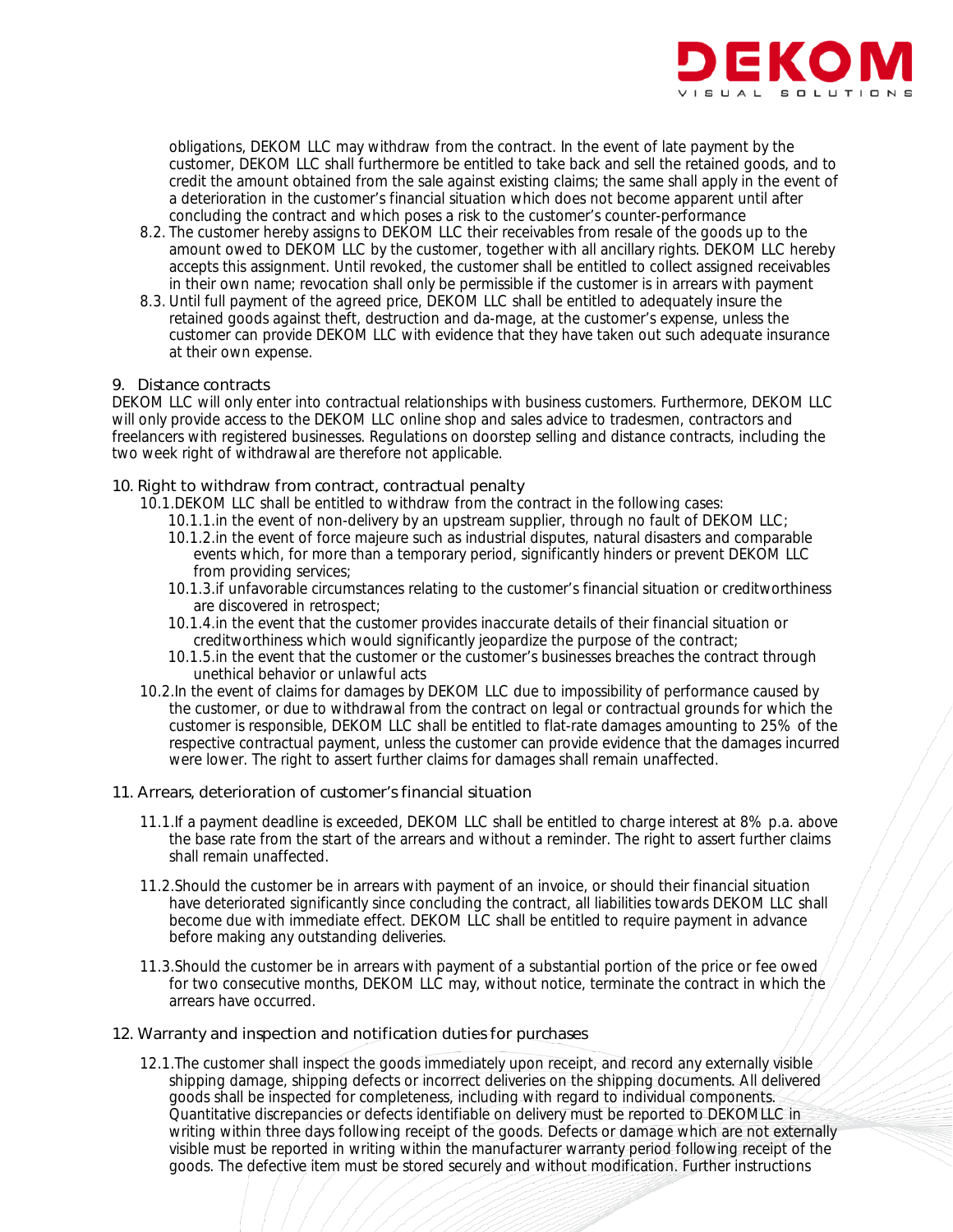obligations, DEKOM LLC may withdraw from the contract. In the event of late payment by the customer, DEKOM LLC shall furthermore be entitled to take back and sell the retained goods, and to credit the amount obtained from the sale against existing claims; the same shall apply in the event of a deterioration in the customer's financial situation which does not become apparent until after concluding the contract and which poses a risk to the customer's counter-performance

8.2. The customer hereby assigns to DEKOM LLC their receivables from resale of the goods up to the amount owed to DEKOM LLC by the customer, together with all ancillary rights. DEKOM LLC hereby accepts this assignment. Until revoked, the customer shall be entitled to collect assigned receivables in their own name; revocation shall only be permissible if the customer is in arrears with payment

8.3. Until full payment of the agreed price, DEKOM LLC shall be entitled to adequately insure the retained goods against theft, destruction and da-mage, at the customer's expense, unless the customer can provide DEKOM LLC with evidence that they have taken out such adequate insurance at their own expense.

## 9. Distance contracts

DEKOM LLC will only enter into contractual relationships with business customers. Furthermore, DEKOM LLC will only provide access to the DEKOM LLC online shop and sales advice to tradesmen, contractors and freelancers with registered businesses. Regulations on doorstep selling and distance contracts, including the two week right of withdrawal are therefore not applicable.

## 10. Right to withdraw from contract, contractual penalty

10.1. DEKOM LLC shall be entitled to withdraw from the contract in the following cases:

10.1.1. in the event of non-delivery by an upstream supplier, through no fault of DEKOM LLC;

10.1.2. in the event of force majeure such as industrial disputes, natural disasters and comparable events which, for more than a temporary period, significantly hinders or prevent DEKOM LLC from providing services;

10.1.3. if unfavorable circumstances relating to the customer's financial situation or creditworthiness are discovered in retrospect;

10.1.4. in the event that the customer provides inaccurate details of their financial situation or creditworthiness which would significantly jeopardize the purpose of the contract;

10.1.5. in the event that the customer or the customer's businesses breaches the contract through unethical behavior or unlawful acts

10.2. In the event of claims for damages by DEKOM LLC due to impossibility of performance caused by the customer, or due to withdrawal from the contract on legal or contractual grounds for which the customer is responsible, DEKOM LLC shall be entitled to flat-rate damages amounting to 25% of the respective contractual payment, unless the customer can provide evidence that the damages incurred were lower. The right to assert further claims for damages shall remain unaffected.

## 11. Arrears, deterioration of customer's financial situation

11.1. If a payment deadline is exceeded, DEKOM LLC shall be entitled to charge interest at 8% p.a. above the base rate from the start of the arrears and without a reminder. The right to assert further claims shall remain unaffected.

11.2. Should the customer be in arrears with payment of an invoice, or should their financial situation have deteriorated significantly since concluding the contract, all liabilities towards DEKOM LLC shall become due with immediate effect. DEKOM LLC shall be entitled to require payment in advance before making any outstanding deliveries.

11.3. Should the customer be in arrears with payment of a substantial portion of the price or fee owed for two consecutive months, DEKOM LLC may, without notice, terminate the contract in which the arrears have occurred.

## 12. Warranty and inspection and notification duties for purchases

12.1. The customer shall inspect the goods immediately upon receipt, and record any externally visible shipping damage, shipping defects or incorrect deliveries on the shipping documents. All delivered goods shall be inspected for completeness, including with regard to individual components. Quantitative discrepancies or defects identifiable on delivery must be reported to DEKOMLLC in writing within three days following receipt of the goods. Defects or damage which are not externally visible must be reported in writing within the manufacturer warranty period following receipt of the goods. The defective item must be stored securely and without modification. Further instructions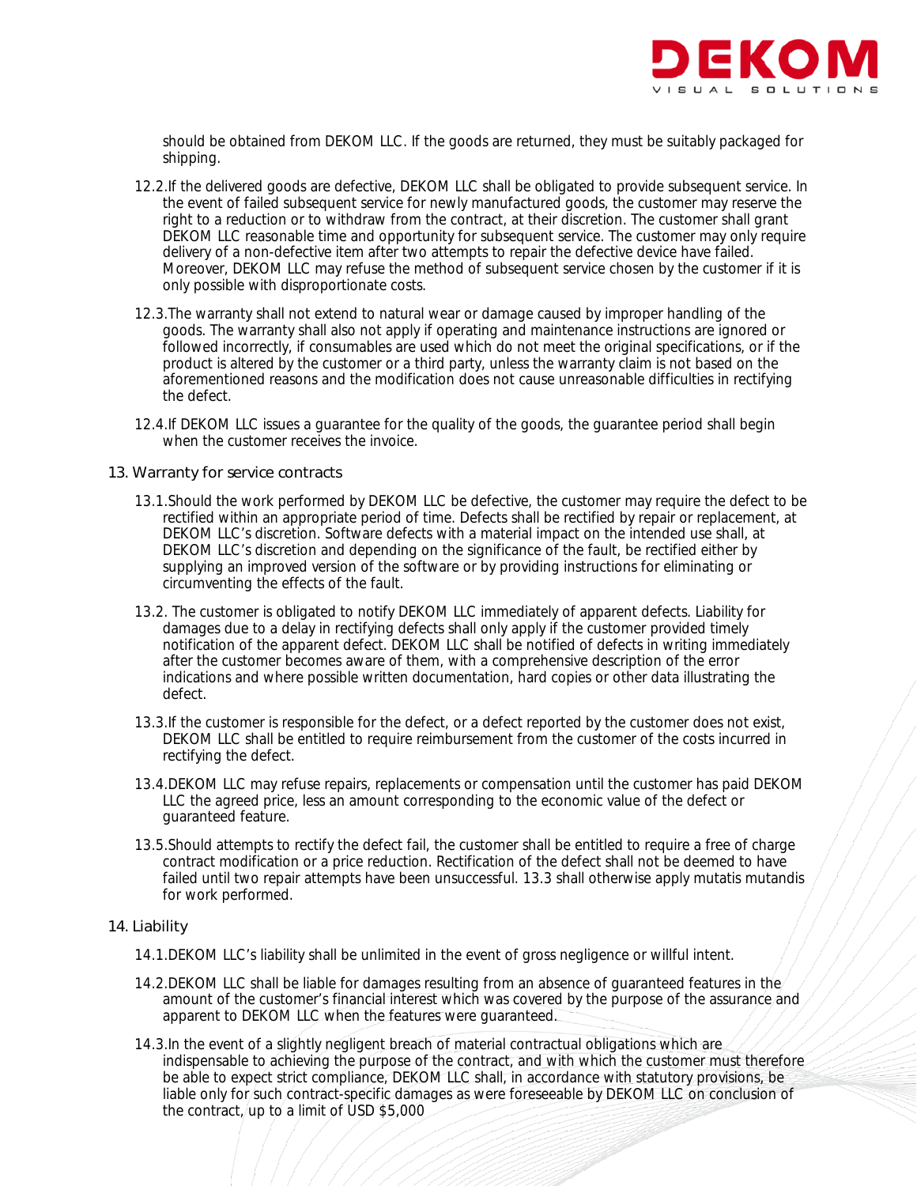should be obtained from DEKOM LLC. If the goods are returned, they must be suitably packaged for shipping.

12.2. If the delivered goods are defective, DEKOM LLC shall be obligated to provide subsequent service. In the event of failed subsequent service for newly manufactured goods, the customer may reserve the right to a reduction or to withdraw from the contract, at their discretion. The customer shall grant DEKOM LLC reasonable time and opportunity for subsequent service. The customer may only require delivery of a non-defective item after two attempts to repair the defective device have failed. Moreover, DEKOM LLC may refuse the method of subsequent service chosen by the customer if it is only possible with disproportionate costs.

12.3. The warranty shall not extend to natural wear or damage caused by improper handling of the goods. The warranty shall also not apply if operating and maintenance instructions are ignored or followed incorrectly, if consumables are used which do not meet the original specifications, or if the product is altered by the customer or a third party, unless the warranty claim is not based on the aforementioned reasons and the modification does not cause unreasonable difficulties in rectifying the defect.

12.4. If DEKOM LLC issues a guarantee for the quality of the goods, the guarantee period shall begin when the customer receives the invoice.

## 13. Warranty for service contracts

13.1. Should the work performed by DEKOM LLC be defective, the customer may require the defect to be rectified within an appropriate period of time. Defects shall be rectified by repair or replacement, at DEKOM LLC's discretion. Software defects with a material impact on the intended use shall, at DEKOM LLC's discretion and depending on the significance of the fault, be rectified either by supplying an improved version of the software or by providing instructions for eliminating or circumventing the effects of the fault.

13.2. The customer is obligated to notify DEKOM LLC immediately of apparent defects. Liability for damages due to a delay in rectifying defects shall only apply if the customer provided timely notification of the apparent defect. DEKOM LLC shall be notified of defects in writing immediately after the customer becomes aware of them, with a comprehensive description of the error indications and where possible written documentation, hard copies or other data illustrating the defect.

13.3. If the customer is responsible for the defect, or a defect reported by the customer does not exist, DEKOM LLC shall be entitled to require reimbursement from the customer of the costs incurred in rectifying the defect.

13.4. DEKOM LLC may refuse repairs, replacements or compensation until the customer has paid DEKOM LLC the agreed price, less an amount corresponding to the economic value of the defect or guaranteed feature.

13.5. Should attempts to rectify the defect fail, the customer shall be entitled to require a free of charge contract modification or a price reduction. Rectification of the defect shall not be deemed to have failed until two repair attempts have been unsuccessful. 13.3 shall otherwise apply mutatis mutandis for work performed.

## 14. Liability

14.1. DEKOM LLC's liability shall be unlimited in the event of gross negligence or willful intent.

14.2. DEKOM LLC shall be liable for damages resulting from an absence of guaranteed features in the amount of the customer's financial interest which was covered by the purpose of the assurance and apparent to DEKOM LLC when the features were guaranteed.

14.3. In the event of a slightly negligent breach of material contractual obligations which are indispensable to achieving the purpose of the contract, and with which the customer must therefore be able to expect strict compliance, DEKOM LLC shall, in accordance with statutory provisions, be liable only for such contract-specific damages as were foreseeable by DEKOM LLC on conclusion of the contract, up to a limit of USD $5,000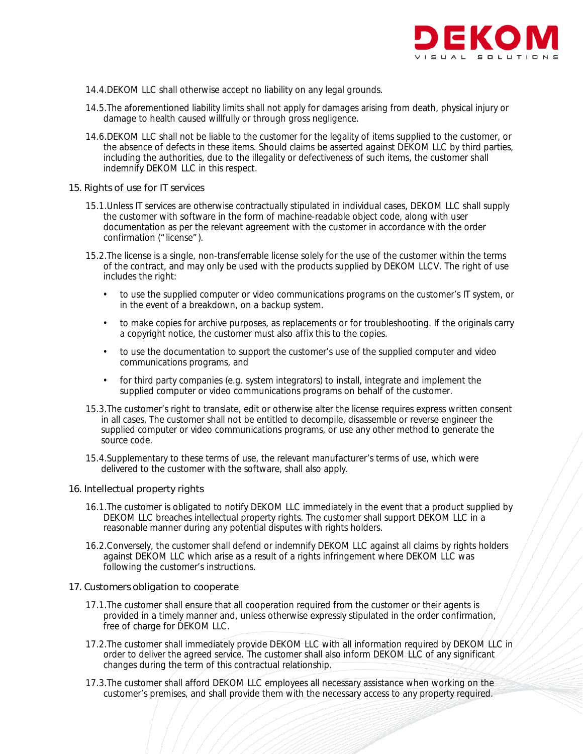14.4. DEKOM LLC shall otherwise accept no liability on any legal grounds.

14.5. The aforementioned liability limits shall not apply for damages arising from death, physical injury or damage to health caused willfully or through gross negligence.

14.6. DEKOM LLC shall not be liable to the customer for the legality of items supplied to the customer, or the absence of defects in these items. Should claims be asserted against DEKOM LLC by third parties, including the authorities, due to the illegality or defectiveness of such items, the customer shall indemnify DEKOM LLC in this respect.

## 15. Rights of use for IT services

15.1. Unless IT services are otherwise contractually stipulated in individual cases, DEKOM LLC shall supply the customer with software in the form of machine-readable object code, along with user documentation as per the relevant agreement with the customer in accordance with the order confirmation ("license").

15.2. The license is a single, non-transferrable license solely for the use of the customer within the terms of the contract, and may only be used with the products supplied by DEKOM LLCV. The right of use includes the right:

- to use the supplied computer or video communications programs on the customer's IT system, or in the event of a breakdown, on a backup system.
- to make copies for archive purposes, as replacements or for troubleshooting. If the originals carry a copyright notice, the customer must also affix this to the copies.
- to use the documentation to support the customer's use of the supplied computer and video communications programs, and
- for third party companies (e.g. system integrators) to install, integrate and implement the supplied computer or video communications programs on behalf of the customer.

15.3. The customer's right to translate, edit or otherwise alter the license requires express written consent in all cases. The customer shall not be entitled to decompile, disassemble or reverse engineer the supplied computer or video communications programs, or use any other method to generate the source code.

15.4. Supplementary to these terms of use, the relevant manufacturer's terms of use, which were delivered to the customer with the software, shall also apply.

## 16. Intellectual property rights

16.1. The customer is obligated to notify DEKOM LLC immediately in the event that a product supplied by DEKOM LLC breaches intellectual property rights. The customer shall support DEKOM LLC in a reasonable manner during any potential disputes with rights holders.

16.2. Conversely, the customer shall defend or indemnify DEKOM LLC against all claims by rights holders against DEKOM LLC which arise as a result of a rights infringement where DEKOM LLC was following the customer's instructions.

## 17. Customers obligation to cooperate

17.1. The customer shall ensure that all cooperation required from the customer or their agents is provided in a timely manner and, unless otherwise expressly stipulated in the order confirmation, free of charge for DEKOM LLC.

17.2. The customer shall immediately provide DEKOM LLC with all information required by DEKOM LLC in order to deliver the agreed service. The customer shall also inform DEKOM LLC of any significant changes during the term of this contractual relationship.

17.3. The customer shall afford DEKOM LLC employees all necessary assistance when working on the customer's premises, and shall provide them with the necessary access to any property required.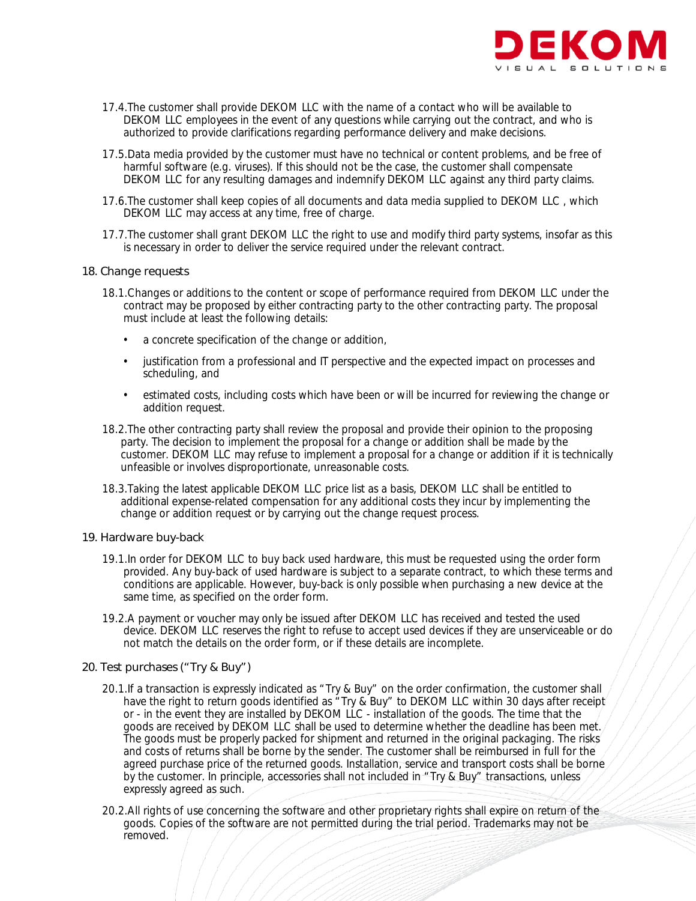17.4.The customer shall provide DEKOM LLC with the name of a contact who will be available to DEKOM LLC employees in the event of any questions while carrying out the contract, and who is authorized to provide clarifications regarding performance delivery and make decisions.

17.5.Data media provided by the customer must have no technical or content problems, and be free of harmful software (e.g. viruses). If this should not be the case, the customer shall compensate DEKOM LLC for any resulting damages and indemnify DEKOM LLC against any third party claims.

17.6.The customer shall keep copies of all documents and data media supplied to DEKOM LLC , which DEKOM LLC may access at any time, free of charge.

17.7.The customer shall grant DEKOM LLC the right to use and modify third party systems, insofar as this is necessary in order to deliver the service required under the relevant contract.

## 18. Change requests

18.1.Changes or additions to the content or scope of performance required from DEKOM LLC under the contract may be proposed by either contracting party to the other contracting party. The proposal must include at least the following details:

- a concrete specification of the change or addition,
- justification from a professional and IT perspective and the expected impact on processes and scheduling, and
- estimated costs, including costs which have been or will be incurred for reviewing the change or addition request.

18.2.The other contracting party shall review the proposal and provide their opinion to the proposing party. The decision to implement the proposal for a change or addition shall be made by the customer. DEKOM LLC may refuse to implement a proposal for a change or addition if it is technically unfeasible or involves disproportionate, unreasonable costs.

18.3.Taking the latest applicable DEKOM LLC price list as a basis, DEKOM LLC shall be entitled to additional expense-related compensation for any additional costs they incur by implementing the change or addition request or by carrying out the change request process.

## 19. Hardware buy-back

19.1.In order for DEKOM LLC to buy back used hardware, this must be requested using the order form provided. Any buy-back of used hardware is subject to a separate contract, to which these terms and conditions are applicable. However, buy-back is only possible when purchasing a new device at the same time, as specified on the order form.

19.2.A payment or voucher may only be issued after DEKOM LLC has received and tested the used device. DEKOM LLC reserves the right to refuse to accept used devices if they are unserviceable or do not match the details on the order form, or if these details are incomplete.

## 20. Test purchases (“Try & Buy”)

20.1.If a transaction is expressly indicated as “Try & Buy” on the order confirmation, the customer shall have the right to return goods identified as “Try & Buy” to DEKOM LLC within 30 days after receipt or - in the event they are installed by DEKOM LLC - installation of the goods. The time that the goods are received by DEKOM LLC shall be used to determine whether the deadline has been met. The goods must be properly packed for shipment and returned in the original packaging. The risks and costs of returns shall be borne by the sender. The customer shall be reimbursed in full for the agreed purchase price of the returned goods. Installation, service and transport costs shall be borne by the customer. In principle, accessories shall not included in “Try & Buy” transactions, unless expressly agreed as such.

20.2.All rights of use concerning the software and other proprietary rights shall expire on return of the goods. Copies of the software are not permitted during the trial period. Trademarks may not be removed.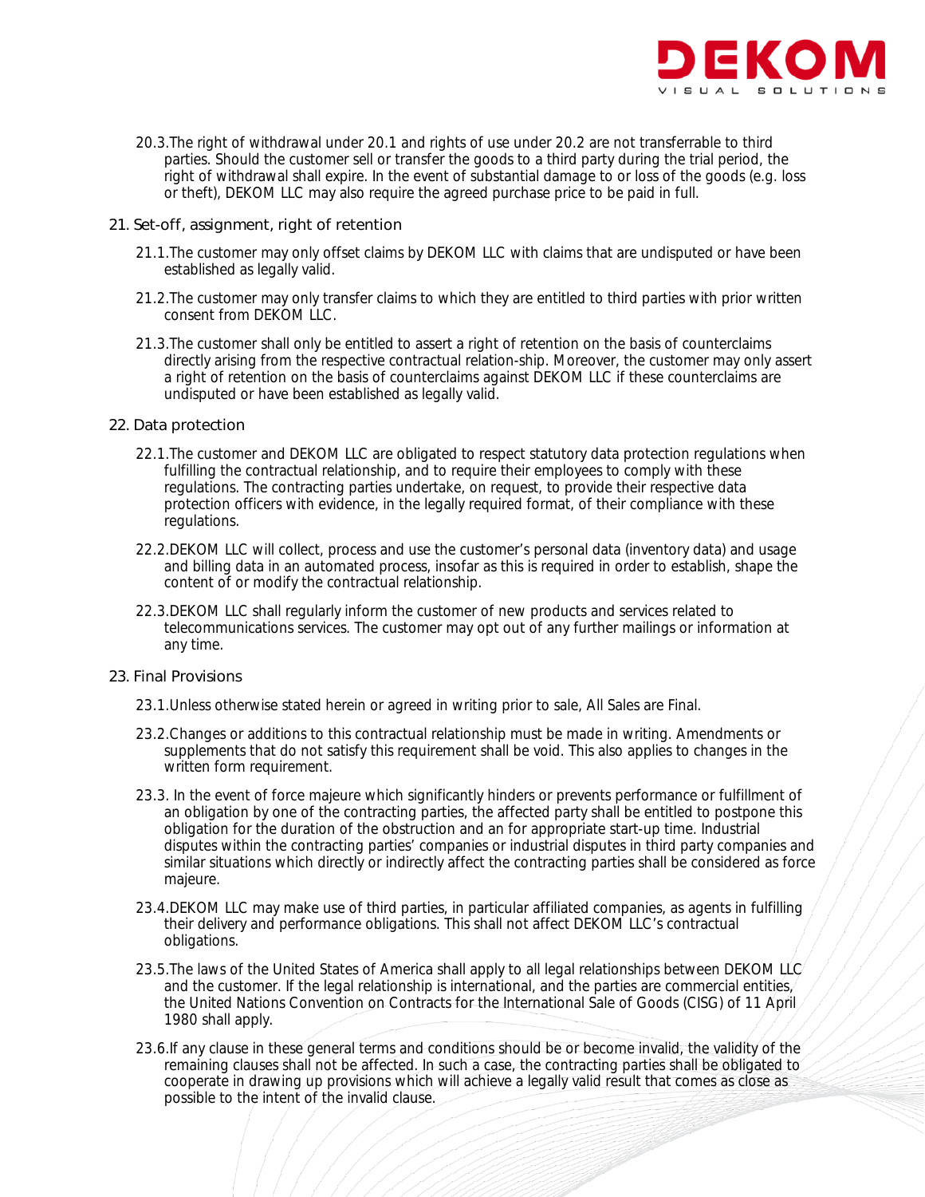20.3. The right of withdrawal under 20.1 and rights of use under 20.2 are not transferrable to third parties. Should the customer sell or transfer the goods to a third party during the trial period, the right of withdrawal shall expire. In the event of substantial damage to or loss of the goods (e.g. loss or theft), DEKOM LLC may also require the agreed purchase price to be paid in full.

## 21. Set-off, assignment, right of retention

21.1. The customer may only offset claims by DEKOM LLC with claims that are undisputed or have been established as legally valid.

21.2. The customer may only transfer claims to which they are entitled to third parties with prior written consent from DEKOM LLC.

21.3. The customer shall only be entitled to assert a right of retention on the basis of counterclaims directly arising from the respective contractual relation-ship. Moreover, the customer may only assert a right of retention on the basis of counterclaims against DEKOM LLC if these counterclaims are undisputed or have been established as legally valid.

## 22. Data protection

22.1. The customer and DEKOM LLC are obligated to respect statutory data protection regulations when fulfilling the contractual relationship, and to require their employees to comply with these regulations. The contracting parties undertake, on request, to provide their respective data protection officers with evidence, in the legally required format, of their compliance with these regulations.

22.2. DEKOM LLC will collect, process and use the customer's personal data (inventory data) and usage and billing data in an automated process, insofar as this is required in order to establish, shape the content of or modify the contractual relationship.

22.3. DEKOM LLC shall regularly inform the customer of new products and services related to telecommunications services. The customer may opt out of any further mailings or information at any time.

## 23. Final Provisions

23.1. Unless otherwise stated herein or agreed in writing prior to sale, All Sales are Final.

23.2. Changes or additions to this contractual relationship must be made in writing. Amendments or supplements that do not satisfy this requirement shall be void. This also applies to changes in the written form requirement.

23.3. In the event of force majeure which significantly hinders or prevents performance or fulfillment of an obligation by one of the contracting parties, the affected party shall be entitled to postpone this obligation for the duration of the obstruction and an for appropriate start-up time. Industrial disputes within the contracting parties' companies or industrial disputes in third party companies and similar situations which directly or indirectly affect the contracting parties shall be considered as force majeure.

23.4. DEKOM LLC may make use of third parties, in particular affiliated companies, as agents in fulfilling their delivery and performance obligations. This shall not affect DEKOM LLC's contractual obligations.

23.5. The laws of the United States of America shall apply to all legal relationships between DEKOM LLC and the customer. If the legal relationship is international, and the parties are commercial entities, the United Nations Convention on Contracts for the International Sale of Goods (CISG) of 11 April 1980 shall apply.

23.6. If any clause in these general terms and conditions should be or become invalid, the validity of the remaining clauses shall not be affected. In such a case, the contracting parties shall be obligated to cooperate in drawing up provisions which will achieve a legally valid result that comes as close as possible to the intent of the invalid clause.